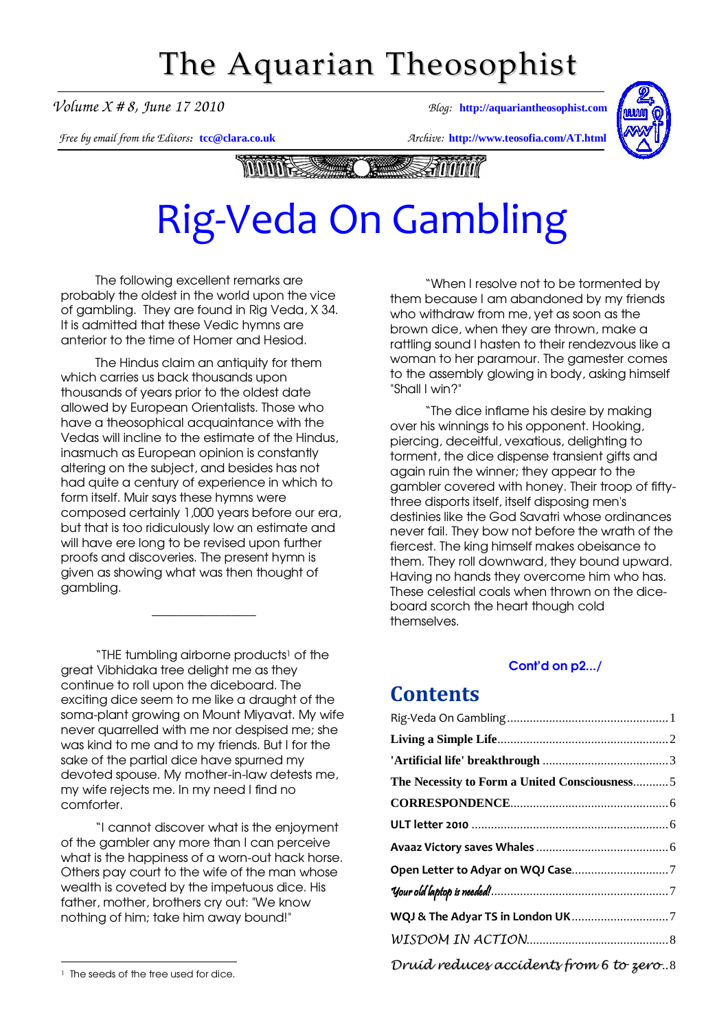# The Aquarian Theosophist

*Volume X # 8, June 17 2010*

*Blog:* **http://aquariantheosophist.com**

*Free by email from the Editors:* **tcc@clara.co.uk**

*Archive:* **http://www.teosofia.com/AT.html**

# Rig-Veda On Gambling

The following excellent remarks are probably the oldest in the world upon the vice of gambling. They are found in Rig Veda, X 34. It is admitted that these Vedic hymns are anterior to the time of Homer and Hesiod.

The Hindus claim an antiquity for them which carries us back thousands upon thousands of years prior to the oldest date allowed by European Orientalists. Those who have a theosophical acquaintance with the Vedas will incline to the estimate of the Hindus, inasmuch as European opinion is constantly altering on the subject, and besides has not had quite a century of experience in which to form itself. Muir says these hymns were composed certainly 1,000 years before our era, but that is too ridiculously low an estimate and will have ere long to be revised upon further proofs and discoveries. The present hymn is given as showing what was then thought of gambling.

---

"THE tumbling airborne products[1] of the great Vibhidaka tree delight me as they continue to roll upon the diceboard. The exciting dice seem to me like a draught of the soma-plant growing on Mount Miyavat. My wife never quarrelled with me nor despised me; she was kind to me and to my friends. But I for the sake of the partial dice have spurned my devoted spouse. My mother-in-law detests me, my wife rejects me. In my need I find no comforter.

"I cannot discover what is the enjoyment of the gambler any more than I can perceive what is the happiness of a worn-out hack horse. Others pay court to the wife of the man whose wealth is coveted by the impetuous dice. His father, mother, brothers cry out: "We know nothing of him; take him away bound!"

"When I resolve not to be tormented by them because I am abandoned by my friends who withdraw from me, yet as soon as the brown dice, when they are thrown, make a rattling sound I hasten to their rendezvous like a woman to her paramour. The gamester comes to the assembly glowing in body, asking himself "Shall I win?"

"The dice inflame his desire by making over his winnings to his opponent. Hooking, piercing, deceitful, vexatious, delighting to torment, the dice dispense transient gifts and again ruin the winner; they appear to the gambler covered with honey. Their troop of fifty-three disports itself, itself disposing men's destinies like the God Savatri whose ordinances never fail. They bow not before the wrath of the fiercest. The king himself makes obeisance to them. They roll downward, they bound upward. Having no hands they overcome him who has. These celestial coals when thrown on the dice-board scorch the heart though cold themselves.

**Cont'd on p2.../**

[1] The seeds of the tree used for dice.

## Contents

- Rig-Veda On Gambling ... 1
- **Living a Simple Life** ... 2
- **'Artificial life' breakthrough** ... 3
- **The Necessity to Form a United Consciousness** ... 5
- **CORRESPONDENCE** ... 6
- **ULT letter 2010** ... 6
- **Avaaz Victory saves Whales** ... 6
- **Open Letter to Adyar on WQJ Case** ... 7
- ***Your old laptop is needed!*** ... 7
- **WQJ & The Adyar TS in London UK** ... 7
- *WISDOM IN ACTION* ... 8
- *Druid reduces accidents from 6 to zero* ... 8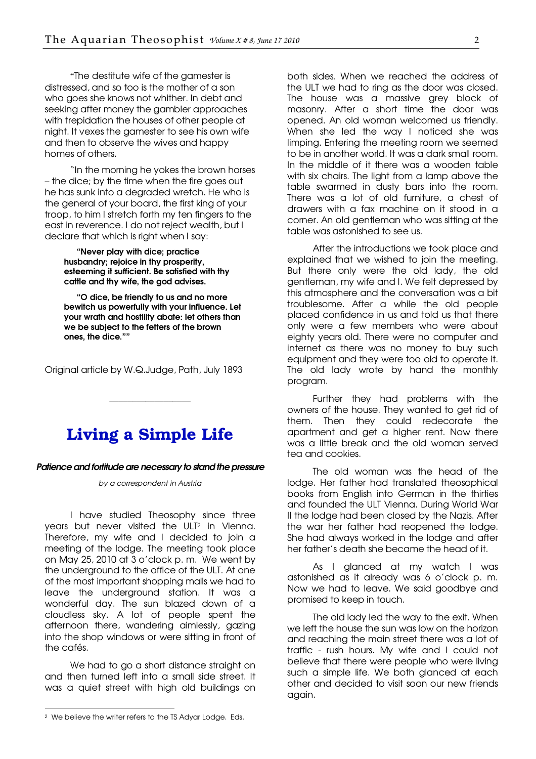"The destitute wife of the gamester is distressed, and so too is the mother of a son who goes she knows not whither. In debt and seeking after money the gambler approaches with trepidation the houses of other people at night. It vexes the gamester to see his own wife and then to observe the wives and happy homes of others.

"In the morning he yokes the brown horses – the dice; by the time when the fire goes out he has sunk into a degraded wretch. He who is the general of your board, the first king of your troop, to him I stretch forth my ten fingers to the east in reverence. I do not reject wealth, but I declare that which is right when I say:

> **"Never play with dice; practice husbandry; rejoice in thy prosperity, esteeming it sufficient. Be satisfied with thy cattle and thy wife, the god advises.**
>
> **"O dice, be friendly to us and no more bewitch us powerfully with your influence. Let your wrath and hostility abate: let others than we be subject to the fetters of the brown ones, the dice.""**

Original article by W.Q.Judge, Path, July 1893

---

# Living a Simple Life

***Patience and fortitude are necessary to stand the pressure***

*by a correspondent in Austria*

I have studied Theosophy since three years but never visited the ULT[2] in Vienna. Therefore, my wife and I decided to join a meeting of the lodge. The meeting took place on May 25, 2010 at 3 o'clock p. m. We went by the underground to the office of the ULT. At one of the most important shopping malls we had to leave the underground station. It was a wonderful day. The sun blazed down of a cloudless sky. A lot of people spent the afternoon there, wandering aimlessly, gazing into the shop windows or were sitting in front of the cafés.

We had to go a short distance straight on and then turned left into a small side street. It was a quiet street with high old buildings on both sides. When we reached the address of the ULT we had to ring as the door was closed. The house was a massive grey block of masonry. After a short time the door was opened. An old woman welcomed us friendly. When she led the way I noticed she was limping. Entering the meeting room we seemed to be in another world. It was a dark small room. In the middle of it there was a wooden table with six chairs. The light from a lamp above the table swarmed in dusty bars into the room. There was a lot of old furniture, a chest of drawers with a fax machine on it stood in a corner. An old gentleman who was sitting at the table was astonished to see us.

After the introductions we took place and explained that we wished to join the meeting. But there only were the old lady, the old gentleman, my wife and I. We felt depressed by this atmosphere and the conversation was a bit troublesome. After a while the old people placed confidence in us and told us that there only were a few members who were about eighty years old. There were no computer and internet as there was no money to buy such equipment and they were too old to operate it. The old lady wrote by hand the monthly program.

Further they had problems with the owners of the house. They wanted to get rid of them. Then they could redecorate the apartment and get a higher rent. Now there was a little break and the old woman served tea and cookies.

The old woman was the head of the lodge. Her father had translated theosophical books from English into German in the thirties and founded the ULT Vienna. During World War II the lodge had been closed by the Nazis. After the war her father had reopened the lodge. She had always worked in the lodge and after her father's death she became the head of it.

As I glanced at my watch I was astonished as it already was 6 o'clock p. m. Now we had to leave. We said goodbye and promised to keep in touch.

The old lady led the way to the exit. When we left the house the sun was low on the horizon and reaching the main street there was a lot of traffic - rush hours. My wife and I could not believe that there were people who were living such a simple life. We both glanced at each other and decided to visit soon our new friends again.

---

[2] We believe the writer refers to the TS Adyar Lodge. Eds.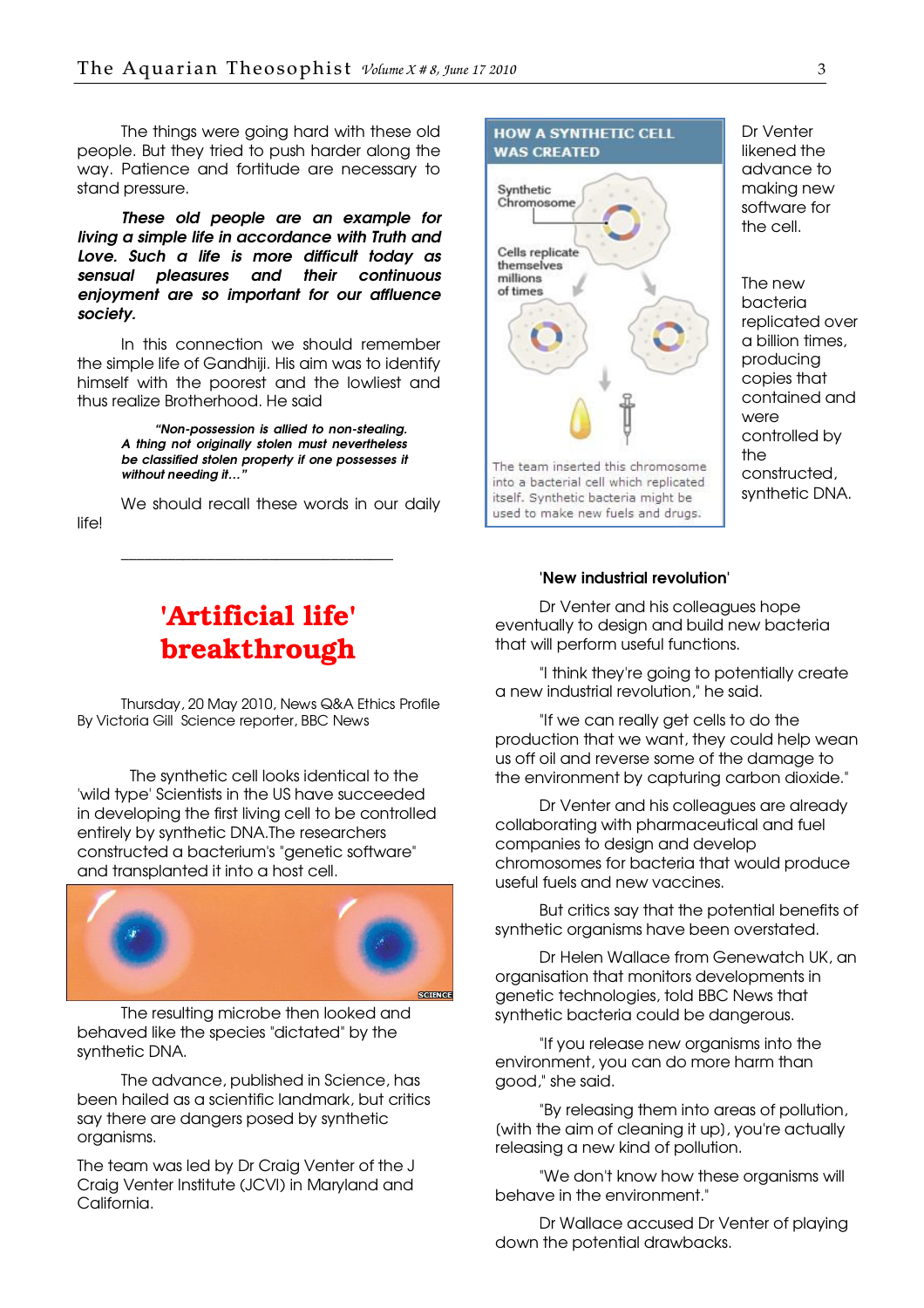The things were going hard with these old people. But they tried to push harder along the way. Patience and fortitude are necessary to stand pressure.

***These old people are an example for living a simple life in accordance with Truth and Love. Such a life is more difficult today as sensual pleasures and their continuous enjoyment are so important for our affluence society.***

In this connection we should remember the simple life of Gandhiji. His aim was to identify himself with the poorest and the lowliest and thus realize Brotherhood. He said

> ***"Non-possession is allied to non-stealing. A thing not originally stolen must nevertheless be classified stolen property if one possesses it without needing it…"***

We should recall these words in our daily life!

---

# 'Artificial life' breakthrough

Thursday, 20 May 2010, News Q&A Ethics Profile
By Victoria Gill Science reporter, BBC News

The synthetic cell looks identical to the 'wild type' Scientists in the US have succeeded in developing the first living cell to be controlled entirely by synthetic DNA.The researchers constructed a bacterium's "genetic software" and transplanted it into a host cell.

The resulting microbe then looked and behaved like the species "dictated" by the synthetic DNA.

The advance, published in Science, has been hailed as a scientific landmark, but critics say there are dangers posed by synthetic organisms.

The team was led by Dr Craig Venter of the J Craig Venter Institute (JCVI) in Maryland and California.

**HOW A SYNTHETIC CELL WAS CREATED**

Synthetic Chromosome

Cells replicate themselves millions of times

The team inserted this chromosome into a bacterial cell which replicated itself. Synthetic bacteria might be used to make new fuels and drugs.

Dr Venter likened the advance to making new software for the cell.

The new bacteria replicated over a billion times, producing copies that contained and were controlled by the constructed, synthetic DNA.

**'New industrial revolution'**

Dr Venter and his colleagues hope eventually to design and build new bacteria that will perform useful functions.

"I think they're going to potentially create a new industrial revolution," he said.

"If we can really get cells to do the production that we want, they could help wean us off oil and reverse some of the damage to the environment by capturing carbon dioxide."

Dr Venter and his colleagues are already collaborating with pharmaceutical and fuel companies to design and develop chromosomes for bacteria that would produce useful fuels and new vaccines.

But critics say that the potential benefits of synthetic organisms have been overstated.

Dr Helen Wallace from Genewatch UK, an organisation that monitors developments in genetic technologies, told BBC News that synthetic bacteria could be dangerous.

"If you release new organisms into the environment, you can do more harm than good," she said.

"By releasing them into areas of pollution, (with the aim of cleaning it up), you're actually releasing a new kind of pollution.

"We don't know how these organisms will behave in the environment."

Dr Wallace accused Dr Venter of playing down the potential drawbacks.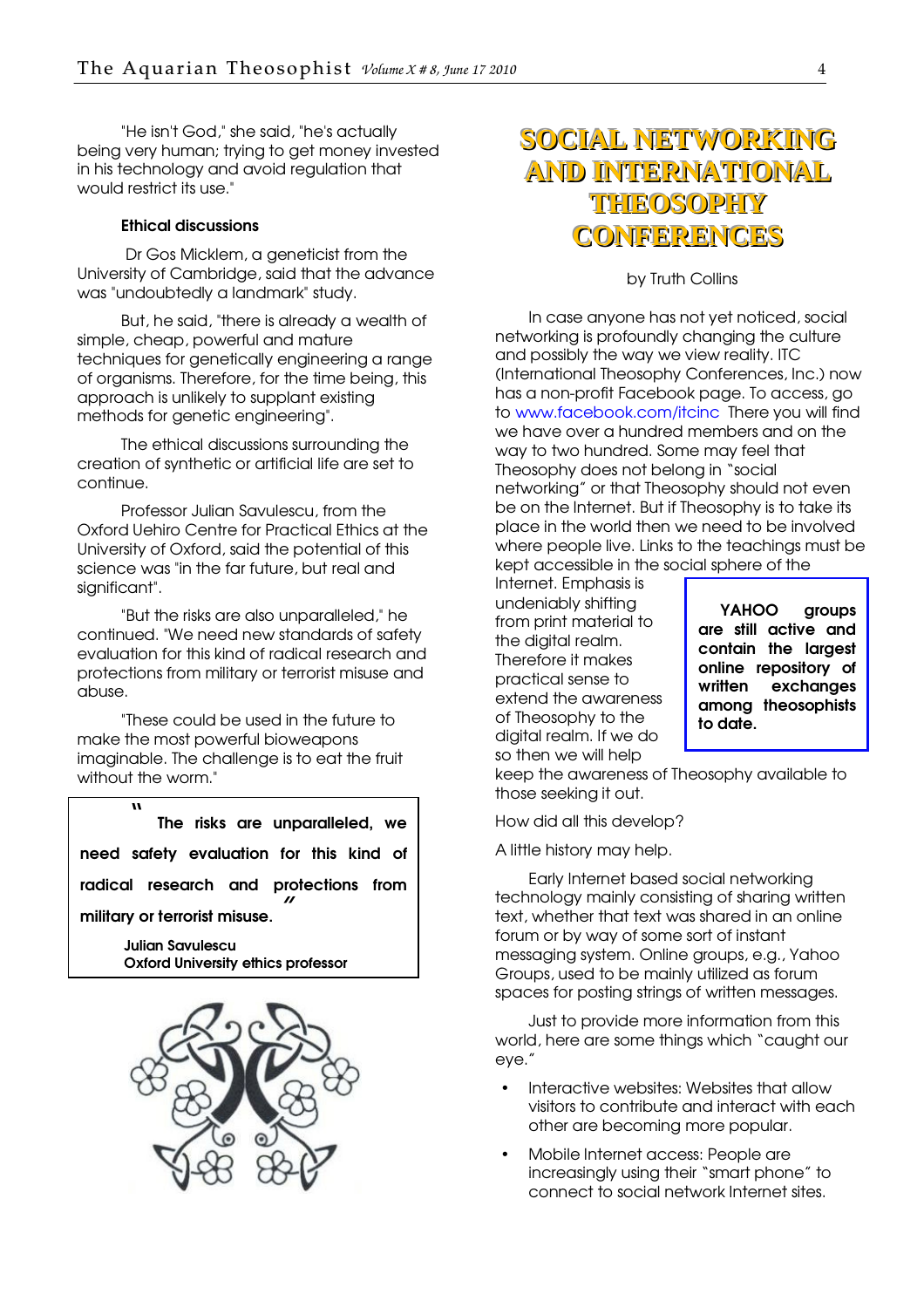"He isn't God," she said, "he's actually being very human; trying to get money invested in his technology and avoid regulation that would restrict its use."

#### Ethical discussions

Dr Gos Micklem, a geneticist from the University of Cambridge, said that the advance was "undoubtedly a landmark" study.

But, he said, "there is already a wealth of simple, cheap, powerful and mature techniques for genetically engineering a range of organisms. Therefore, for the time being, this approach is unlikely to supplant existing methods for genetic engineering".

The ethical discussions surrounding the creation of synthetic or artificial life are set to continue.

Professor Julian Savulescu, from the Oxford Uehiro Centre for Practical Ethics at the University of Oxford, said the potential of this science was "in the far future, but real and significant".

"But the risks are also unparalleled," he continued. "We need new standards of safety evaluation for this kind of radical research and protections from military or terrorist misuse and abuse.

"These could be used in the future to make the most powerful bioweapons imaginable. The challenge is to eat the fruit without the worm."

> **" The risks are unparalleled, we need safety evaluation for this kind of radical research and protections from military or terrorist misuse."**
>
> **Julian Savulescu**
> **Oxford University ethics professor**

## SOCIAL NETWORKING AND INTERNATIONAL THEOSOPHY CONFERENCES

by Truth Collins

In case anyone has not yet noticed, social networking is profoundly changing the culture and possibly the way we view reality. ITC (International Theosophy Conferences, Inc.) now has a non-profit Facebook page. To access, go to www.facebook.com/itcinc There you will find we have over a hundred members and on the way to two hundred. Some may feel that Theosophy does not belong in "social networking" or that Theosophy should not even be on the Internet. But if Theosophy is to take its place in the world then we need to be involved where people live. Links to the teachings must be kept accessible in the social sphere of the Internet. Emphasis is undeniably shifting from print material to the digital realm. Therefore it makes practical sense to extend the awareness of Theosophy to the digital realm. If we do so then we will help keep the awareness of Theosophy available to those seeking it out.

> **YAHOO groups are still active and contain the largest online repository of written exchanges among theosophists to date.**

How did all this develop?

A little history may help.

Early Internet based social networking technology mainly consisting of sharing written text, whether that text was shared in an online forum or by way of some sort of instant messaging system. Online groups, e.g., Yahoo Groups, used to be mainly utilized as forum spaces for posting strings of written messages.

Just to provide more information from this world, here are some things which "caught our eye."

- Interactive websites: Websites that allow visitors to contribute and interact with each other are becoming more popular.
- Mobile Internet access: People are increasingly using their "smart phone" to connect to social network Internet sites.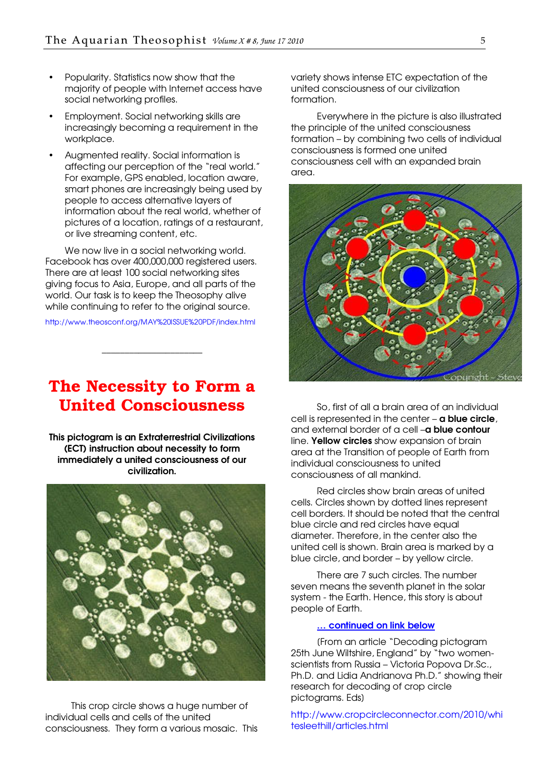- Popularity. Statistics now show that the majority of people with Internet access have social networking profiles.
- Employment. Social networking skills are increasingly becoming a requirement in the workplace.
- Augmented reality. Social information is affecting our perception of the "real world." For example, GPS enabled, location aware, smart phones are increasingly being used by people to access alternative layers of information about the real world, whether of pictures of a location, ratings of a restaurant, or live streaming content, etc.

We now live in a social networking world. Facebook has over 400,000,000 registered users. There are at least 100 social networking sites giving focus to Asia, Europe, and all parts of the world. Our task is to keep the Theosophy alive while continuing to refer to the original source.

http://www.theosconf.org/MAY%20ISSUE%20PDF/index.html

---

# The Necessity to Form a United Consciousness

**This pictogram is an Extraterrestrial Civilizations (ECT) instruction about necessity to form immediately a united consciousness of our civilization.**

This crop circle shows a huge number of individual cells and cells of the united consciousness. They form a various mosaic. This variety shows intense ETC expectation of the united consciousness of our civilization formation.

Everywhere in the picture is also illustrated the principle of the united consciousness formation – by combining two cells of individual consciousness is formed one united consciousness cell with an expanded brain area.

So, first of all a brain area of an individual cell is represented in the center – **a blue circle**, and external border of a cell –**a blue contour** line. **Yellow circles** show expansion of brain area at the Transition of people of Earth from individual consciousness to united consciousness of all mankind.

Red circles show brain areas of united cells. Circles shown by dotted lines represent cell borders. It should be noted that the central blue circle and red circles have equal diameter. Therefore, in the center also the united cell is shown. Brain area is marked by a blue circle, and border – by yellow circle.

There are 7 such circles. The number seven means the seventh planet in the solar system - the Earth. Hence, this story is about people of Earth.

**... continued on link below**

(From an article "Decoding pictogram 25th June Wiltshire, England" by "two women-scientists from Russia – Victoria Popova Dr.Sc., Ph.D. and Lidia Andrianova Ph.D." showing their research for decoding of crop circle pictograms. Eds)

http://www.cropcircleconnector.com/2010/whitesleethill/articles.html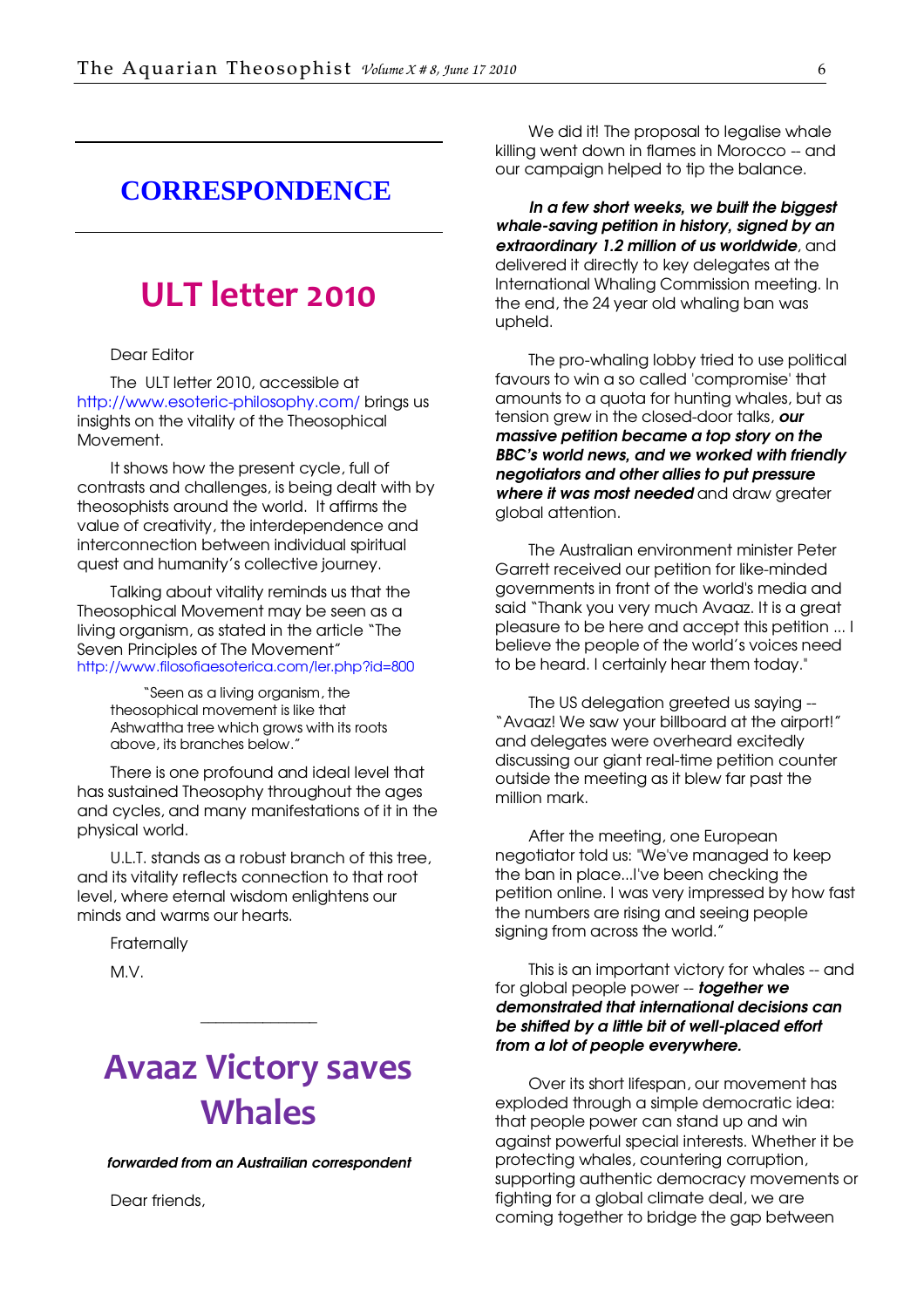# CORRESPONDENCE

## ULT letter 2010

Dear Editor

The ULT letter 2010, accessible at http://www.esoteric-philosophy.com/ brings us insights on the vitality of the Theosophical Movement.

It shows how the present cycle, full of contrasts and challenges, is being dealt with by theosophists around the world. It affirms the value of creativity, the interdependence and interconnection between individual spiritual quest and humanity's collective journey.

Talking about vitality reminds us that the Theosophical Movement may be seen as a living organism, as stated in the article "The Seven Principles of The Movement" http://www.filosofiaesoterica.com/ler.php?id=800

> "Seen as a living organism, the theosophical movement is like that Ashwattha tree which grows with its roots above, its branches below."

There is one profound and ideal level that has sustained Theosophy throughout the ages and cycles, and many manifestations of it in the physical world.

U.L.T. stands as a robust branch of this tree, and its vitality reflects connection to that root level, where eternal wisdom enlightens our minds and warms our hearts.

Fraternally

M.V.

---

## Avaaz Victory saves Whales

***forwarded from an Austrailian correspondent***

Dear friends,

We did it! The proposal to legalise whale killing went down in flames in Morocco -- and our campaign helped to tip the balance.

***In a few short weeks, we built the biggest whale-saving petition in history, signed by an extraordinary 1.2 million of us worldwide***, and delivered it directly to key delegates at the International Whaling Commission meeting. In the end, the 24 year old whaling ban was upheld.

The pro-whaling lobby tried to use political favours to win a so called 'compromise' that amounts to a quota for hunting whales, but as tension grew in the closed-door talks, ***our massive petition became a top story on the BBC's world news, and we worked with friendly negotiators and other allies to put pressure where it was most needed*** and draw greater global attention.

The Australian environment minister Peter Garrett received our petition for like-minded governments in front of the world's media and said "Thank you very much Avaaz. It is a great pleasure to be here and accept this petition ... I believe the people of the world's voices need to be heard. I certainly hear them today."

The US delegation greeted us saying -- "Avaaz! We saw your billboard at the airport!" and delegates were overheard excitedly discussing our giant real-time petition counter outside the meeting as it blew far past the million mark.

After the meeting, one European negotiator told us: "We've managed to keep the ban in place...I've been checking the petition online. I was very impressed by how fast the numbers are rising and seeing people signing from across the world."

This is an important victory for whales -- and for global people power -- ***together we demonstrated that international decisions can be shifted by a little bit of well-placed effort from a lot of people everywhere.***

Over its short lifespan, our movement has exploded through a simple democratic idea: that people power can stand up and win against powerful special interests. Whether it be protecting whales, countering corruption, supporting authentic democracy movements or fighting for a global climate deal, we are coming together to bridge the gap between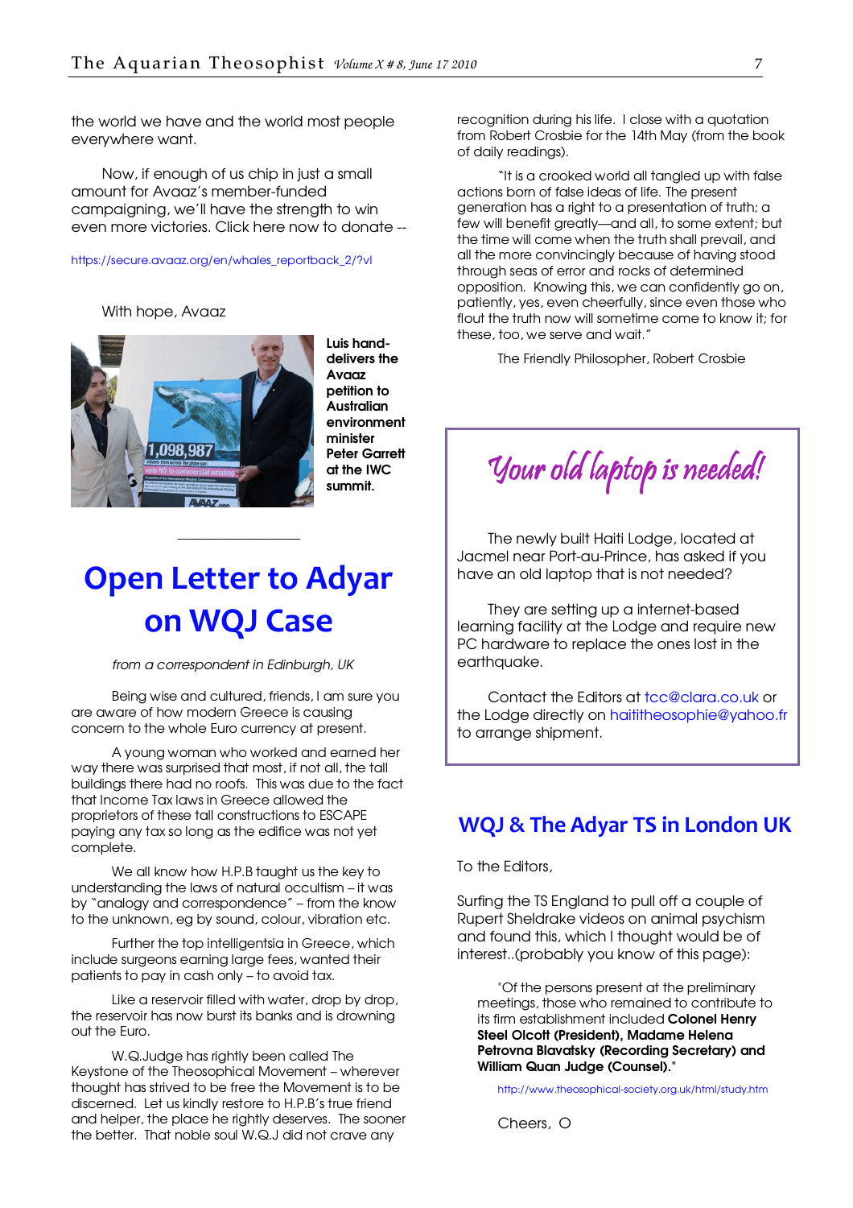the world we have and the world most people everywhere want.

Now, if enough of us chip in just a small amount for Avaaz's member-funded campaigning, we'll have the strength to win even more victories. Click here now to donate --

https://secure.avaaz.org/en/whales_reportback_2/?vl

With hope, Avaaz

**Luis hand-delivers the Avaaz petition to Australian environment minister Peter Garrett at the IWC summit.**

# Open Letter to Adyar on WQJ Case

*from a correspondent in Edinburgh, UK*

Being wise and cultured, friends, I am sure you are aware of how modern Greece is causing concern to the whole Euro currency at present.

A young woman who worked and earned her way there was surprised that most, if not all, the tall buildings there had no roofs. This was due to the fact that Income Tax laws in Greece allowed the proprietors of these tall constructions to ESCAPE paying any tax so long as the edifice was not yet complete.

We all know how H.P.B taught us the key to understanding the laws of natural occultism – it was by "analogy and correspondence" – from the know to the unknown, eg by sound, colour, vibration etc.

Further the top intelligentsia in Greece, which include surgeons earning large fees, wanted their patients to pay in cash only – to avoid tax.

Like a reservoir filled with water, drop by drop, the reservoir has now burst its banks and is drowning out the Euro.

W.Q.Judge has rightly been called The Keystone of the Theosophical Movement – wherever thought has strived to be free the Movement is to be discerned. Let us kindly restore to H.P.B's true friend and helper, the place he rightly deserves. The sooner the better. That noble soul W.Q.J did not crave any recognition during his life. I close with a quotation from Robert Crosbie for the 14th May (from the book of daily readings).

"It is a crooked world all tangled up with false actions born of false ideas of life. The present generation has a right to a presentation of truth; a few will benefit greatly—and all, to some extent; but the time will come when the truth shall prevail, and all the more convincingly because of having stood through seas of error and rocks of determined opposition. Knowing this, we can confidently go on, patiently, yes, even cheerfully, since even those who flout the truth now will sometime come to know it; for these, too, we serve and wait."

The Friendly Philosopher, Robert Crosbie

## *Your old laptop is needed!*

The newly built Haiti Lodge, located at Jacmel near Port-au-Prince, has asked if you have an old laptop that is not needed?

They are setting up a internet-based learning facility at the Lodge and require new PC hardware to replace the ones lost in the earthquake.

Contact the Editors at tcc@clara.co.uk or the Lodge directly on haititheosophie@yahoo.fr to arrange shipment.

## WQJ & The Adyar TS in London UK

To the Editors,

Surfing the TS England to pull off a couple of Rupert Sheldrake videos on animal psychism and found this, which I thought would be of interest..(probably you know of this page):

> "Of the persons present at the preliminary meetings, those who remained to contribute to its firm establishment included **Colonel Henry Steel Olcott (President), Madame Helena Petrovna Blavatsky (Recording Secretary) and William Quan Judge (Counsel).**"
>
> http://www.theosophical-society.org.uk/html/study.htm

Cheers, O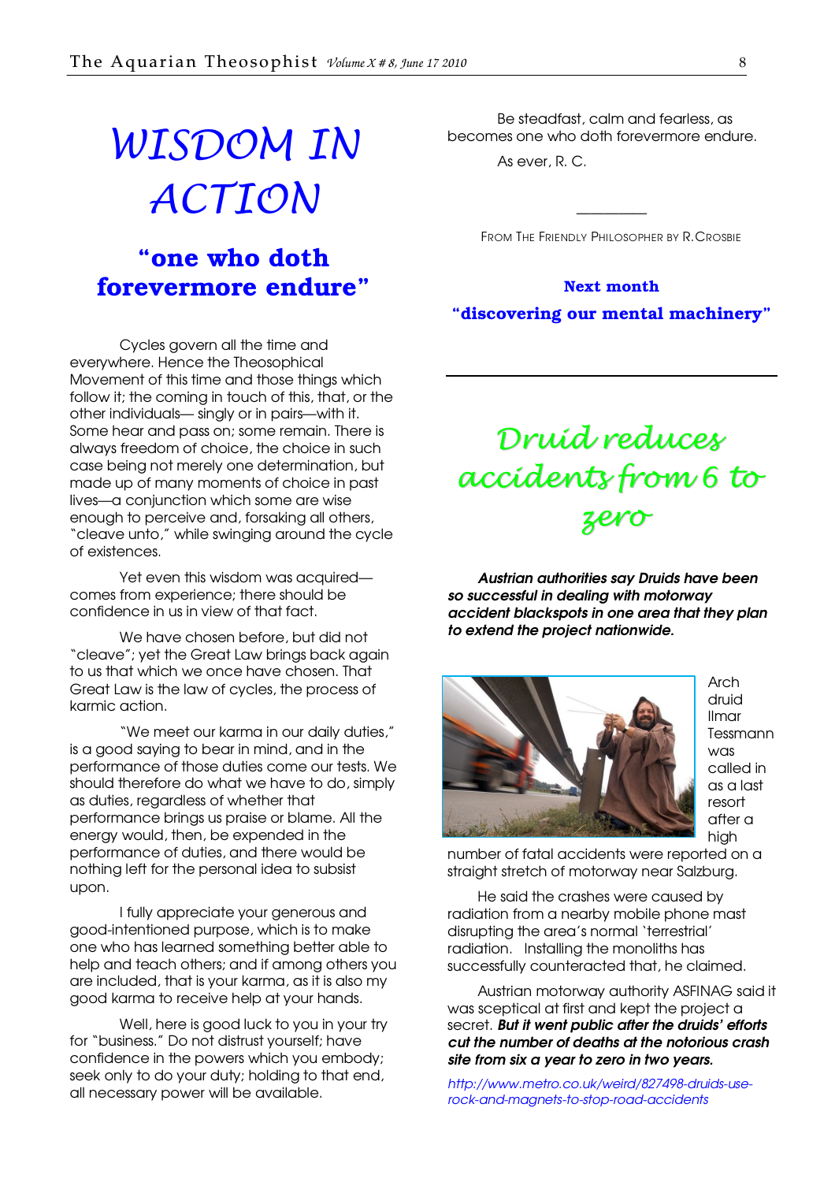# WISDOM IN ACTION

## "one who doth forevermore endure"

Cycles govern all the time and everywhere. Hence the Theosophical Movement of this time and those things which follow it; the coming in touch of this, that, or the other individuals— singly or in pairs—with it. Some hear and pass on; some remain. There is always freedom of choice, the choice in such case being not merely one determination, but made up of many moments of choice in past lives—a conjunction which some are wise enough to perceive and, forsaking all others, "cleave unto," while swinging around the cycle of existences.

Yet even this wisdom was acquired—comes from experience; there should be confidence in us in view of that fact.

We have chosen before, but did not "cleave"; yet the Great Law brings back again to us that which we once have chosen. That Great Law is the law of cycles, the process of karmic action.

"We meet our karma in our daily duties," is a good saying to bear in mind, and in the performance of those duties come our tests. We should therefore do what we have to do, simply as duties, regardless of whether that performance brings us praise or blame. All the energy would, then, be expended in the performance of duties, and there would be nothing left for the personal idea to subsist upon.

I fully appreciate your generous and good-intentioned purpose, which is to make one who has learned something better able to help and teach others; and if among others you are included, that is your karma, as it is also my good karma to receive help at your hands.

Well, here is good luck to you in your try for "business." Do not distrust yourself; have confidence in the powers which you embody; seek only to do your duty; holding to that end, all necessary power will be available.

Be steadfast, calm and fearless, as becomes one who doth forevermore endure.

As ever, R. C.

---

FROM THE FRIENDLY PHILOSOPHER BY R.CROSBIE

**Next month**

**"discovering our mental machinery"**

---

# Druid reduces accidents from 6 to zero

***Austrian authorities say Druids have been so successful in dealing with motorway accident blackspots in one area that they plan to extend the project nationwide.***

Arch druid Ilmar Tessmann was called in as a last resort after a high number of fatal accidents were reported on a straight stretch of motorway near Salzburg.

He said the crashes were caused by radiation from a nearby mobile phone mast disrupting the area's normal 'terrestrial' radiation. Installing the monoliths has successfully counteracted that, he claimed.

Austrian motorway authority ASFINAG said it was sceptical at first and kept the project a secret. ***But it went public after the druids' efforts cut the number of deaths at the notorious crash site from six a year to zero in two years.***

*http://www.metro.co.uk/weird/827498-druids-use-rock-and-magnets-to-stop-road-accidents*